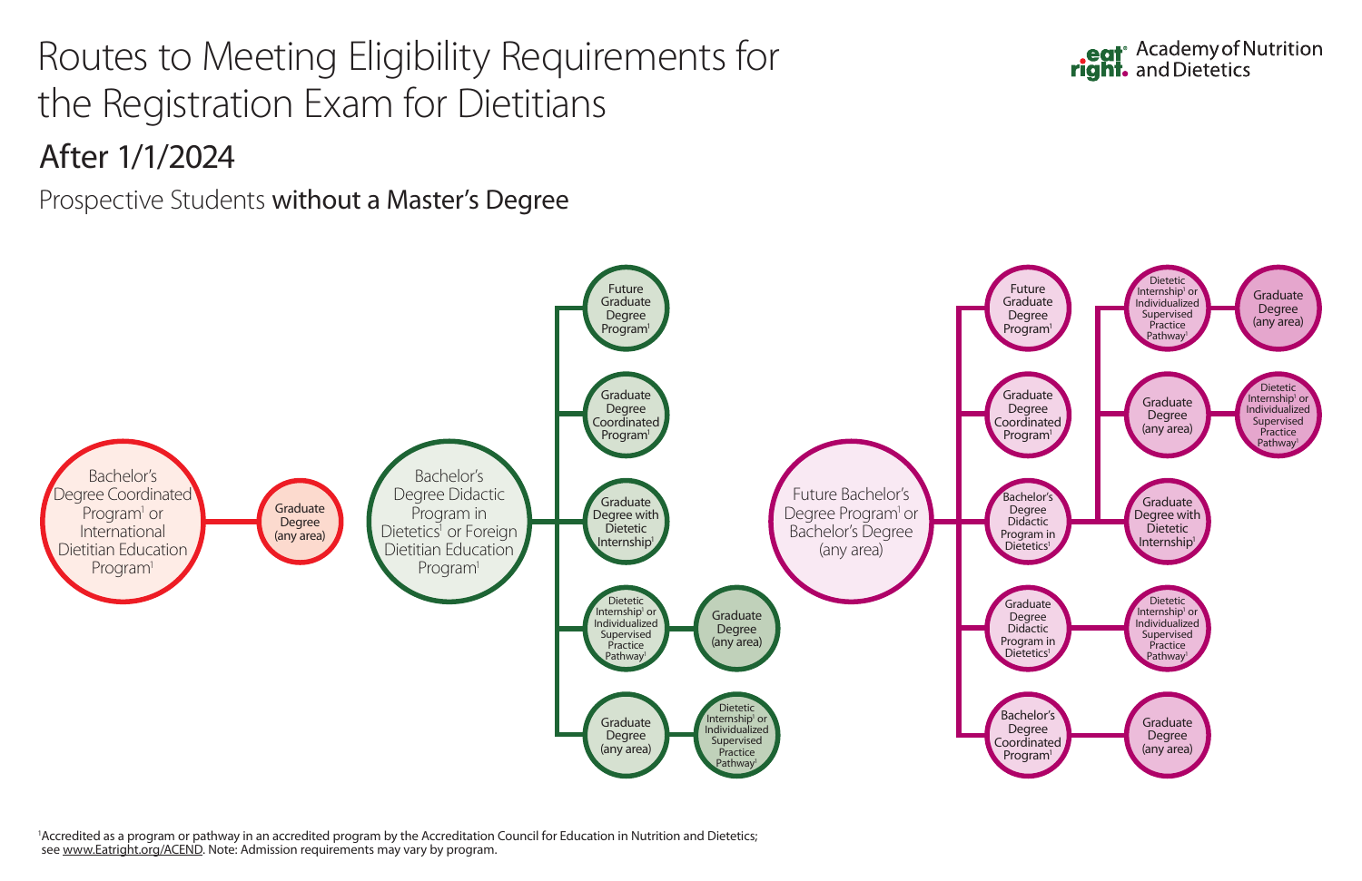# Routes to Meeting Eligibility Requirements for the Registration Exam for Dietitians

Academy of Nutrition and Dietetics

## After 1/1/2024

### Prospective Students **without a Master's Degree**

**Route 1:**

- Bachelor's Degree Coordinated Program[1] or International Dietitian Education Program[1]
  - Graduate Degree (any area)

**Route 2:**

- Bachelor's Degree Didactic Program in Dietetics[1] or Foreign Dietitian Education Program[1]
  - Future Graduate Degree Program[1]
  - Graduate Degree Coordinated Program[1]
  - Graduate Degree with Dietetic Internship[1]
  - Dietetic Internship[1] or Individualized Supervised Practice Pathway[1]
    - Graduate Degree (any area)
  - Graduate Degree (any area)
    - Dietetic Internship[1] or Individualized Supervised Practice Pathway[1]

**Route 3:**

- Future Bachelor's Degree Program[1] or Bachelor's Degree (any area)
  - Future Graduate Degree Program[1]
  - Graduate Degree Coordinated Program[1]
  - Bachelor's Degree Didactic Program in Dietetics[1]
    - Dietetic Internship[1] or Individualized Supervised Practice Pathway[1]
      - Graduate Degree (any area)
    - Graduate Degree (any area)
      - Dietetic Internship[1] or Individualized Supervised Practice Pathway[1]
    - Graduate Degree with Dietetic Internship[1]
  - Graduate Degree Didactic Program in Dietetics[1]
    - Dietetic Internship[1] or Individualized Supervised Practice Pathway[1]
  - Bachelor's Degree Coordinated Program[1]
    - Graduate Degree (any area)

[1]Accredited as a program or pathway in an accredited program by the Accreditation Council for Education in Nutrition and Dietetics; see www.Eatright.org/ACEND. Note: Admission requirements may vary by program.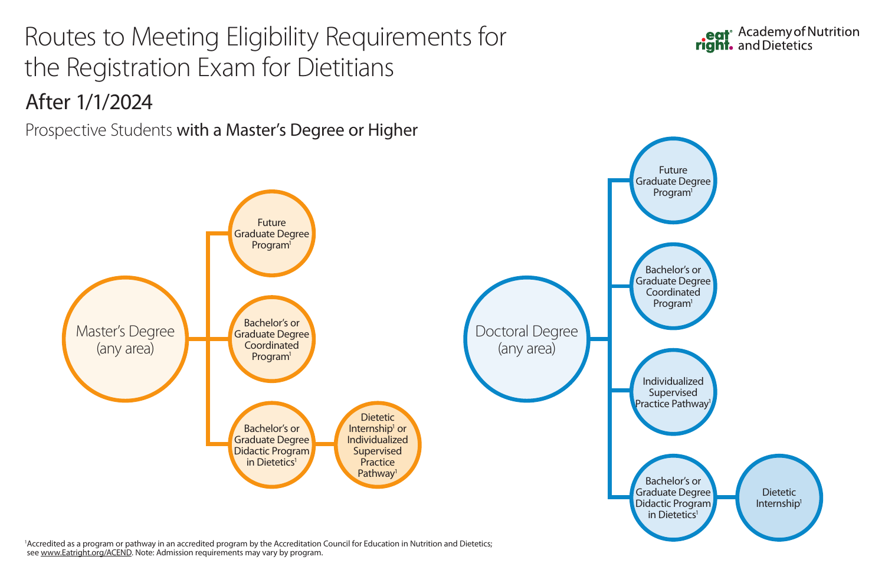# Routes to Meeting Eligibility Requirements for the Registration Exam for Dietitians

Academy of Nutrition and Dietetics

## After 1/1/2024

Prospective Students **with a Master's Degree or Higher**

Master's Degree (any area)

Future Graduate Degree Program[1]

Bachelor's or Graduate Degree Coordinated Program[1]

Bachelor's or Graduate Degree Didactic Program in Dietetics[1]

Dietetic Internship[1] or Individualized Supervised Practice Pathway[1]

Doctoral Degree (any area)

Future Graduate Degree Program[1]

Bachelor's or Graduate Degree Coordinated Program[1]

Individualized Supervised Practice Pathway[1]

Bachelor's or Graduate Degree Didactic Program in Dietetics[1]

Dietetic Internship[1]

[1]Accredited as a program or pathway in an accredited program by the Accreditation Council for Education in Nutrition and Dietetics; see www.Eatright.org/ACEND. Note: Admission requirements may vary by program.